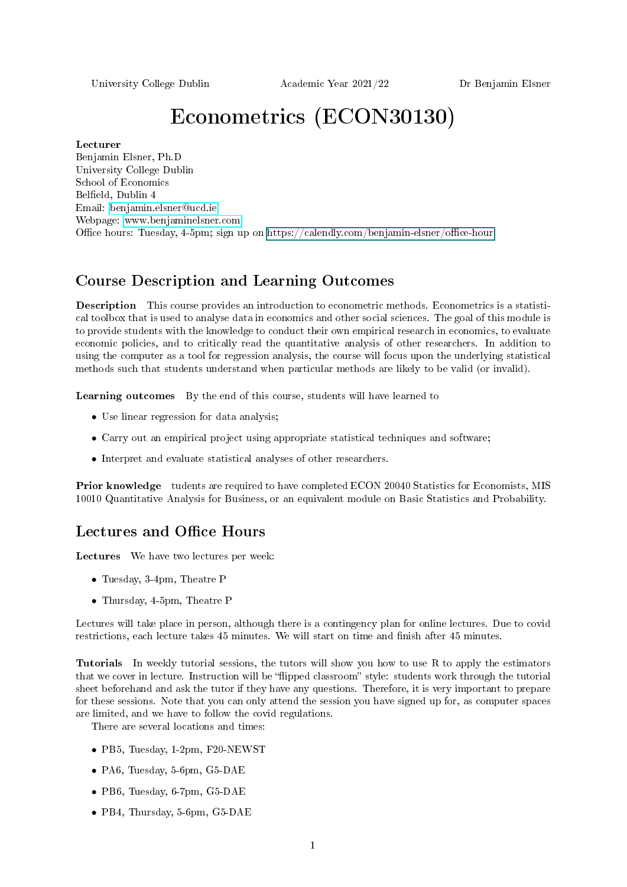University College Dublin | Academic Year 2021/22 | Dr Benjamin Elsner

# Econometrics (ECON30130)

**Lecturer**
Benjamin Elsner, Ph.D
University College Dublin
School of Economics
Belfield, Dublin 4
Email: benjamin.elsner@ucd.ie
Webpage: www.benjaminelsner.com
Office hours: Tuesday, 4-5pm; sign up on https://calendly.com/benjamin-elsner/office-hour

## Course Description and Learning Outcomes

**Description** This course provides an introduction to econometric methods. Econometrics is a statistical toolbox that is used to analyse data in economics and other social sciences. The goal of this module is to provide students with the knowledge to conduct their own empirical research in economics, to evaluate economic policies, and to critically read the quantitative analysis of other researchers. In addition to using the computer as a tool for regression analysis, the course will focus upon the underlying statistical methods such that students understand when particular methods are likely to be valid (or invalid).

**Learning outcomes** By the end of this course, students will have learned to

- Use linear regression for data analysis;
- Carry out an empirical project using appropriate statistical techniques and software;
- Interpret and evaluate statistical analyses of other researchers.

**Prior knowledge** tudents are required to have completed ECON 20040 Statistics for Economists, MIS 10010 Quantitative Analysis for Business, or an equivalent module on Basic Statistics and Probability.

## Lectures and Office Hours

**Lectures** We have two lectures per week:

- Tuesday, 3-4pm, Theatre P
- Thursday, 4-5pm, Theatre P

Lectures will take place in person, although there is a contingency plan for online lectures. Due to covid restrictions, each lecture takes 45 minutes. We will start on time and finish after 45 minutes.

**Tutorials** In weekly tutorial sessions, the tutors will show you how to use R to apply the estimators that we cover in lecture. Instruction will be "flipped classroom" style: students work through the tutorial sheet beforehand and ask the tutor if they have any questions. Therefore, it is very important to prepare for these sessions. Note that you can only attend the session you have signed up for, as computer spaces are limited, and we have to follow the covid regulations.

There are several locations and times:

- PB5, Tuesday, 1-2pm, F20-NEWST
- PA6, Tuesday, 5-6pm, G5-DAE
- PB6, Tuesday, 6-7pm, G5-DAE
- PB4, Thursday, 5-6pm, G5-DAE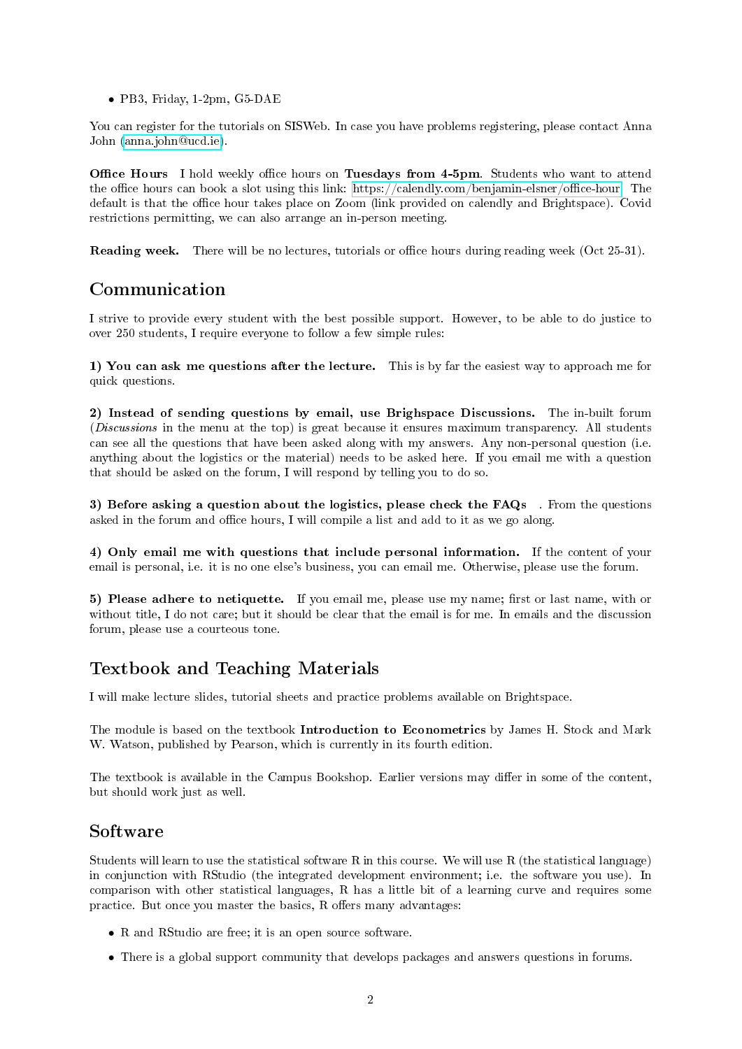- PB3, Friday, 1-2pm, G5-DAE

You can register for the tutorials on SISWeb. In case you have problems registering, please contact Anna John (anna.john@ucd.ie).

**Office Hours** I hold weekly office hours on **Tuesdays from 4-5pm**. Students who want to attend the office hours can book a slot using this link: https://calendly.com/benjamin-elsner/office-hour. The default is that the office hour takes place on Zoom (link provided on calendly and Brightspace). Covid restrictions permitting, we can also arrange an in-person meeting.

**Reading week.** There will be no lectures, tutorials or office hours during reading week (Oct 25-31).

## Communication

I strive to provide every student with the best possible support. However, to be able to do justice to over 250 students, I require everyone to follow a few simple rules:

**1) You can ask me questions after the lecture.** This is by far the easiest way to approach me for quick questions.

**2) Instead of sending questions by email, use Brighspace Discussions.** The in-built forum (*Discussions* in the menu at the top) is great because it ensures maximum transparency. All students can see all the questions that have been asked along with my answers. Any non-personal question (i.e. anything about the logistics or the material) needs to be asked here. If you email me with a question that should be asked on the forum, I will respond by telling you to do so.

**3) Before asking a question about the logistics, please check the FAQs** . From the questions asked in the forum and office hours, I will compile a list and add to it as we go along.

**4) Only email me with questions that include personal information.** If the content of your email is personal, i.e. it is no one else's business, you can email me. Otherwise, please use the forum.

**5) Please adhere to netiquette.** If you email me, please use my name; first or last name, with or without title, I do not care; but it should be clear that the email is for me. In emails and the discussion forum, please use a courteous tone.

## Textbook and Teaching Materials

I will make lecture slides, tutorial sheets and practice problems available on Brightspace.

The module is based on the textbook **Introduction to Econometrics** by James H. Stock and Mark W. Watson, published by Pearson, which is currently in its fourth edition.

The textbook is available in the Campus Bookshop. Earlier versions may differ in some of the content, but should work just as well.

## Software

Students will learn to use the statistical software R in this course. We will use R (the statistical language) in conjunction with RStudio (the integrated development environment; i.e. the software you use). In comparison with other statistical languages, R has a little bit of a learning curve and requires some practice. But once you master the basics, R offers many advantages:

- R and RStudio are free; it is an open source software.
- There is a global support community that develops packages and answers questions in forums.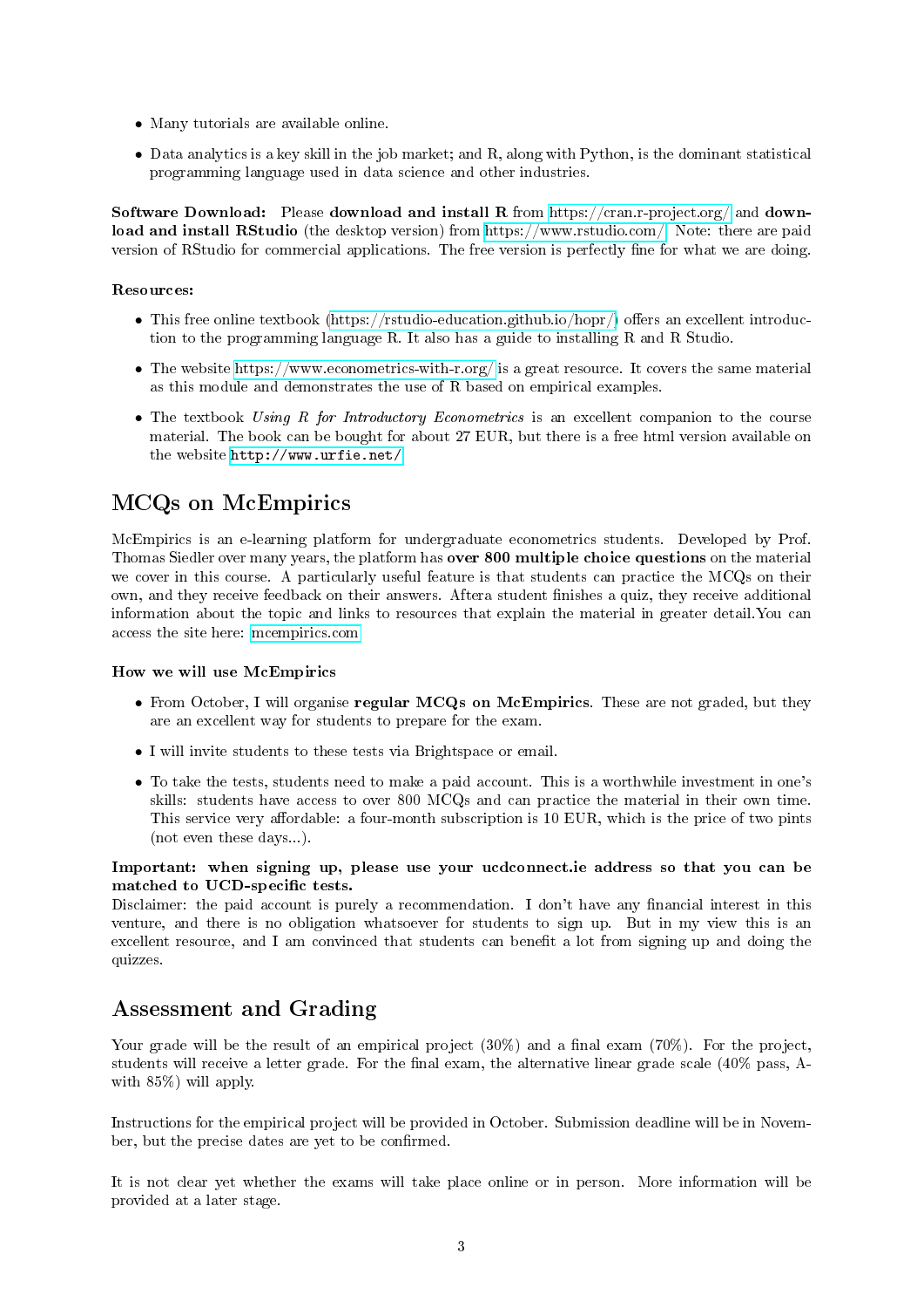- Many tutorials are available online.
- Data analytics is a key skill in the job market; and R, along with Python, is the dominant statistical programming language used in data science and other industries.

**Software Download:** Please **download and install R** from https://cran.r-project.org/ and **download and install RStudio** (the desktop version) from https://www.rstudio.com/. Note: there are paid version of RStudio for commercial applications. The free version is perfectly fine for what we are doing.

**Resources:**

- This free online textbook (https://rstudio-education.github.io/hopr/) offers an excellent introduction to the programming language R. It also has a guide to installing R and R Studio.
- The website https://www.econometrics-with-r.org/ is a great resource. It covers the same material as this module and demonstrates the use of R based on empirical examples.
- The textbook *Using R for Introductory Econometrics* is an excellent companion to the course material. The book can be bought for about 27 EUR, but there is a free html version available on the website `http://www.urfie.net/`.

## MCQs on McEmpirics

McEmpirics is an e-learning platform for undergraduate econometrics students. Developed by Prof. Thomas Siedler over many years, the platform has **over 800 multiple choice questions** on the material we cover in this course. A particularly useful feature is that students can practice the MCQs on their own, and they receive feedback on their answers. Aftera student finishes a quiz, they receive additional information about the topic and links to resources that explain the material in greater detail.You can access the site here: mcempirics.com.

#### How we will use McEmpirics

- From October, I will organise **regular MCQs on McEmpirics**. These are not graded, but they are an excellent way for students to prepare for the exam.
- I will invite students to these tests via Brightspace or email.
- To take the tests, students need to make a paid account. This is a worthwhile investment in one's skills: students have access to over 800 MCQs and can practice the material in their own time. This service very affordable: a four-month subscription is 10 EUR, which is the price of two pints (not even these days...).

**Important: when signing up, please use your ucdconnect.ie address so that you can be matched to UCD-specific tests.**
Disclaimer: the paid account is purely a recommendation. I don't have any financial interest in this venture, and there is no obligation whatsoever for students to sign up. But in my view this is an excellent resource, and I am convinced that students can benefit a lot from signing up and doing the quizzes.

## Assessment and Grading

Your grade will be the result of an empirical project (30%) and a final exam (70%). For the project, students will receive a letter grade. For the final exam, the alternative linear grade scale (40% pass, A- with 85%) will apply.

Instructions for the empirical project will be provided in October. Submission deadline will be in November, but the precise dates are yet to be confirmed.

It is not clear yet whether the exams will take place online or in person. More information will be provided at a later stage.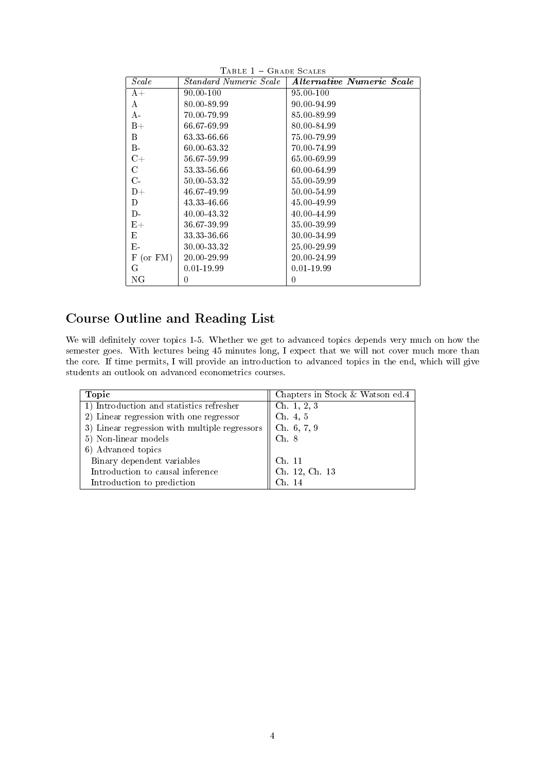Table 1 – Grade Scales

| *Scale* | *Standard Numeric Scale* | ***Alternative Numeric Scale*** |
|---|---|---|
| A+ | 90.00-100 | 95.00-100 |
| A | 80.00-89.99 | 90.00-94.99 |
| A- | 70.00-79.99 | 85.00-89.99 |
| B+ | 66.67-69.99 | 80.00-84.99 |
| B | 63.33-66.66 | 75.00-79.99 |
| B- | 60.00-63.32 | 70.00-74.99 |
| C+ | 56.67-59.99 | 65.00-69.99 |
| C | 53.33-56.66 | 60.00-64.99 |
| C- | 50.00-53.32 | 55.00-59.99 |
| D+ | 46.67-49.99 | 50.00-54.99 |
| D | 43.33-46.66 | 45.00-49.99 |
| D- | 40.00-43.32 | 40.00-44.99 |
| E+ | 36.67-39.99 | 35.00-39.99 |
| E | 33.33-36.66 | 30.00-34.99 |
| E- | 30.00-33.32 | 25.00-29.99 |
| F (or FM) | 20.00-29.99 | 20.00-24.99 |
| G | 0.01-19.99 | 0.01-19.99 |
| NG | 0 | 0 |

## Course Outline and Reading List

We will definitely cover topics 1-5. Whether we get to advanced topics depends very much on how the semester goes. With lectures being 45 minutes long, I expect that we will not cover much more than the core. If time permits, I will provide an introduction to advanced topics in the end, which will give students an outlook on advanced econometrics courses.

| **Topic** | Chapters in Stock & Watson ed.4 |
|---|---|
| 1) Introduction and statistics refresher | Ch. 1, 2, 3 |
| 2) Linear regression with one regressor | Ch. 4, 5 |
| 3) Linear regression with multiple regressors | Ch. 6, 7, 9 |
| 5) Non-linear models | Ch. 8 |
| 6) Advanced topics | |
| Binary dependent variables | Ch. 11 |
| Introduction to causal inference | Ch. 12, Ch. 13 |
| Introduction to prediction | Ch. 14 |